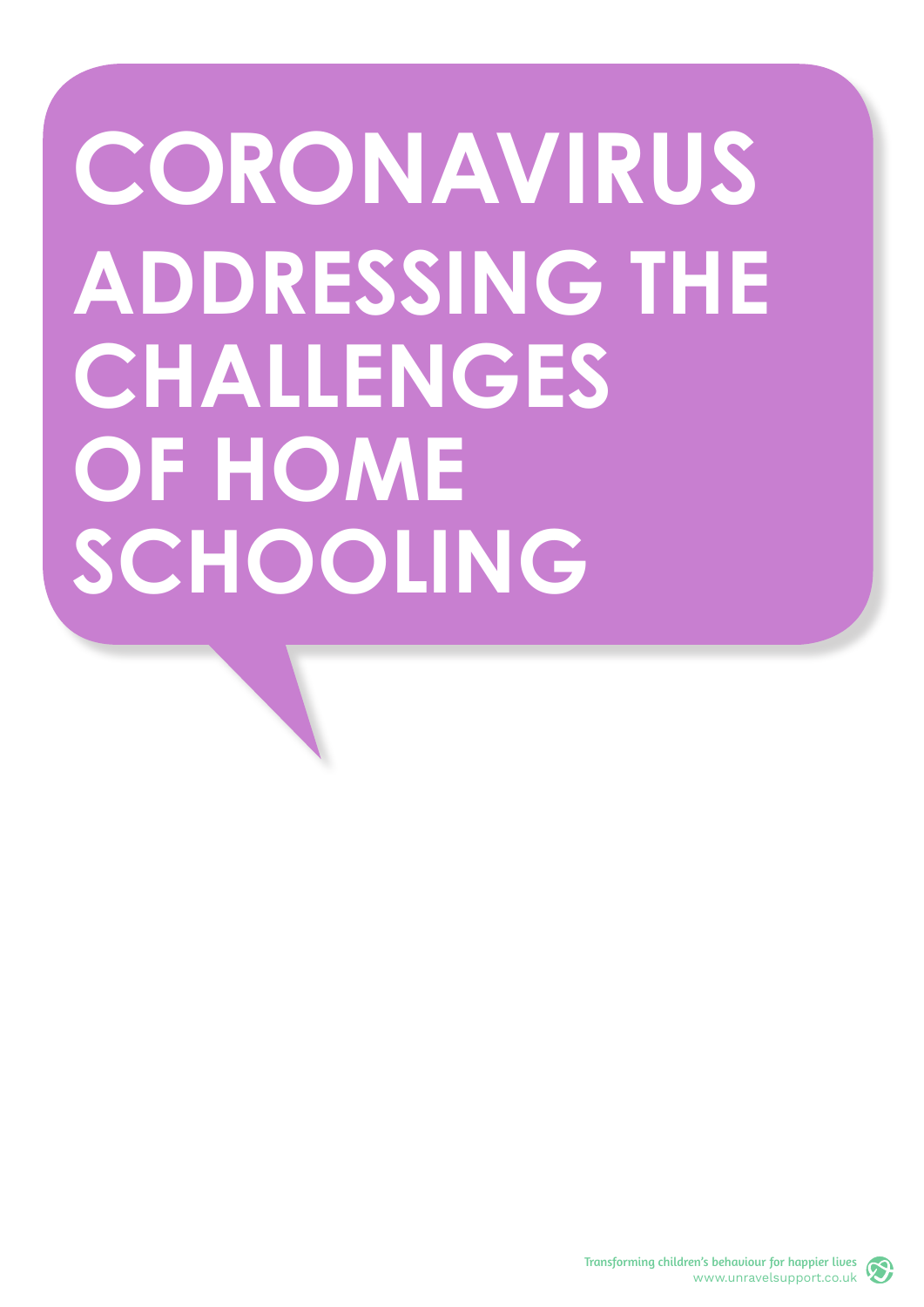# CORONAVIRUS

## ADDRESSING THE CHALLENGES OF HOME SCHOOLING

Transforming children's behaviour for happier lives
www.unravelsupport.co.uk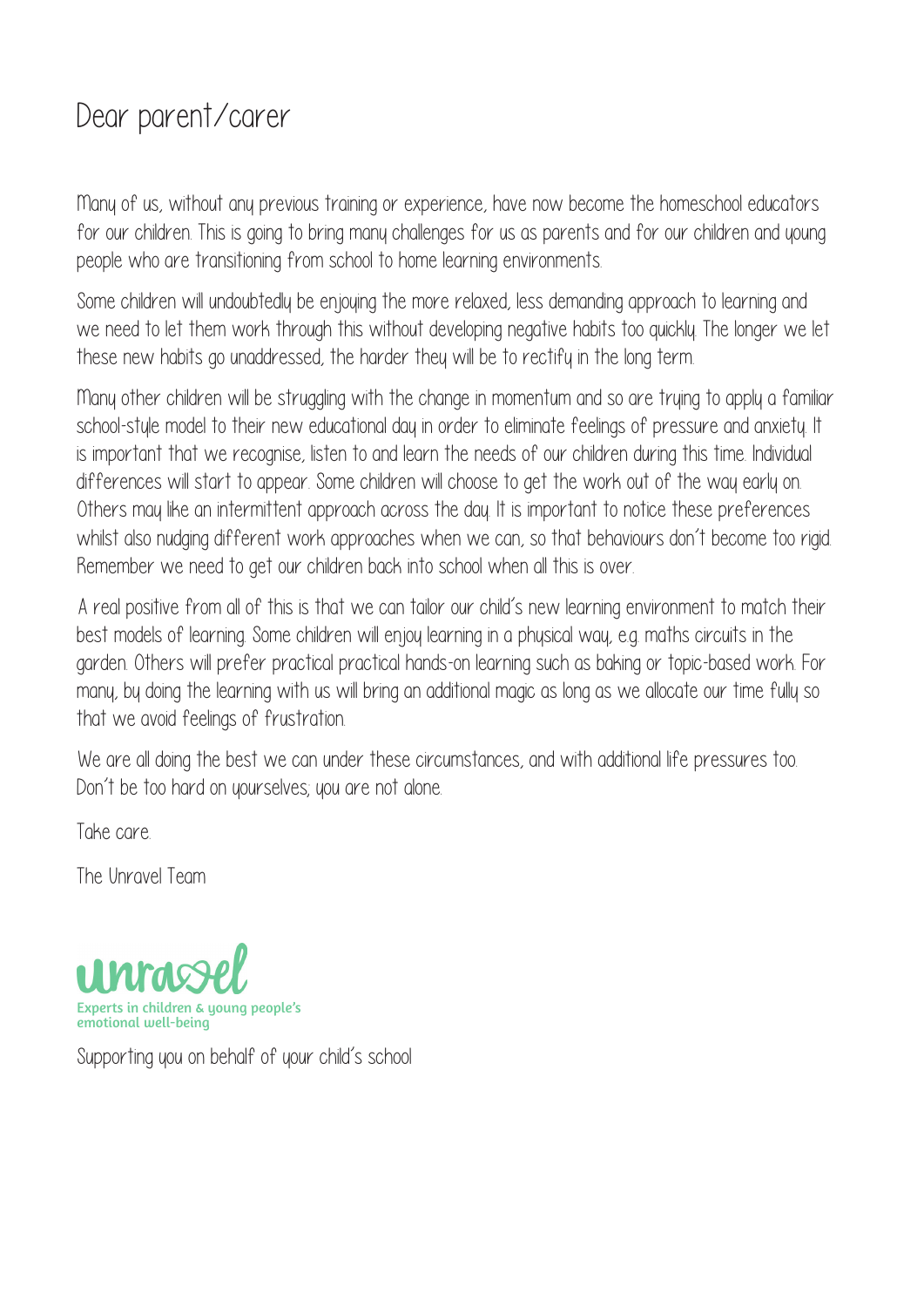# Dear parent/carer

Many of us, without any previous training or experience, have now become the homeschool educators for our children. This is going to bring many challenges for us as parents and for our children and young people who are transitioning from school to home learning environments.

Some children will undoubtedly be enjoying the more relaxed, less demanding approach to learning and we need to let them work through this without developing negative habits too quickly. The longer we let these new habits go unaddressed, the harder they will be to rectify in the long term.

Many other children will be struggling with the change in momentum and so are trying to apply a familiar school-style model to their new educational day in order to eliminate feelings of pressure and anxiety. It is important that we recognise, listen to and learn the needs of our children during this time. Individual differences will start to appear. Some children will choose to get the work out of the way early on. Others may like an intermittent approach across the day. It is important to notice these preferences whilst also nudging different work approaches when we can, so that behaviours don't become too rigid. Remember we need to get our children back into school when all this is over.

A real positive from all of this is that we can tailor our child's new learning environment to match their best models of learning. Some children will enjoy learning in a physical way, e.g. maths circuits in the garden. Others will prefer practical practical hands-on learning such as baking or topic-based work. For many, by doing the learning with us will bring an additional magic as long as we allocate our time fully so that we avoid feelings of frustration.

We are all doing the best we can under these circumstances, and with additional life pressures too. Don't be too hard on yourselves; you are not alone.

Take care.

The Unravel Team

unravel
Experts in children & young people's emotional well-being

Supporting you on behalf of your child's school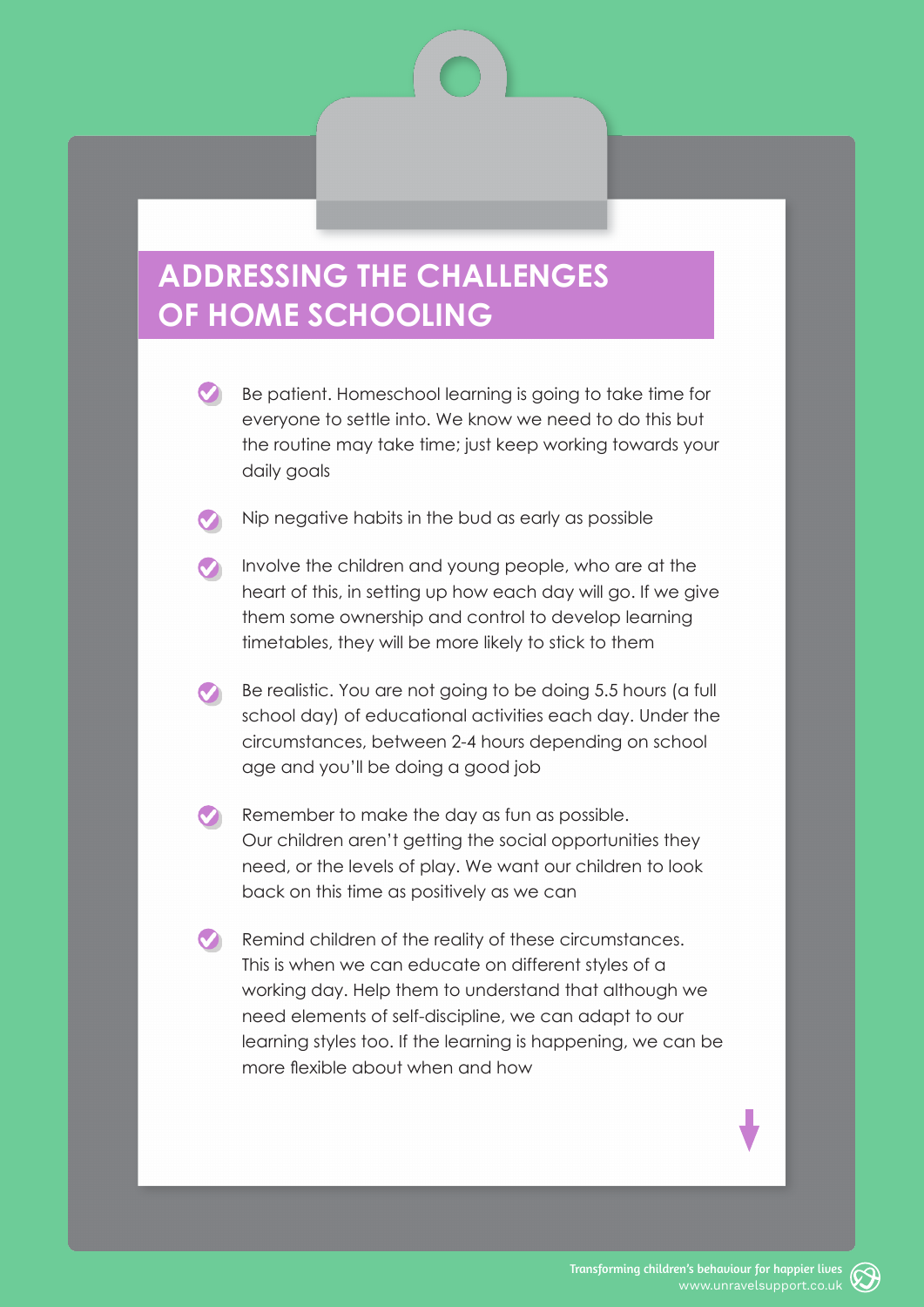# ADDRESSING THE CHALLENGES OF HOME SCHOOLING

- Be patient. Homeschool learning is going to take time for everyone to settle into. We know we need to do this but the routine may take time; just keep working towards your daily goals
- Nip negative habits in the bud as early as possible
- Involve the children and young people, who are at the heart of this, in setting up how each day will go. If we give them some ownership and control to develop learning timetables, they will be more likely to stick to them
- Be realistic. You are not going to be doing 5.5 hours (a full school day) of educational activities each day. Under the circumstances, between 2-4 hours depending on school age and you'll be doing a good job
- Remember to make the day as fun as possible. Our children aren't getting the social opportunities they need, or the levels of play. We want our children to look back on this time as positively as we can
- Remind children of the reality of these circumstances. This is when we can educate on different styles of a working day. Help them to understand that although we need elements of self-discipline, we can adapt to our learning styles too. If the learning is happening, we can be more flexible about when and how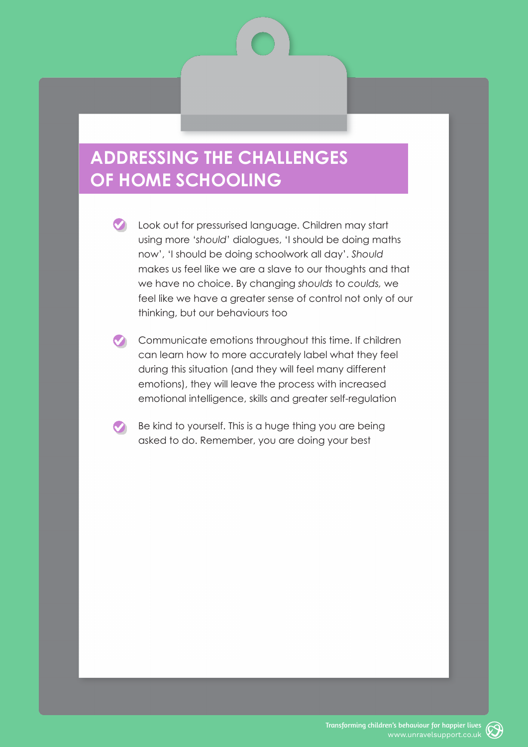# ADDRESSING THE CHALLENGES OF HOME SCHOOLING

- Look out for pressurised language. Children may start using more '*should*' dialogues, 'I should be doing maths now', 'I should be doing schoolwork all day'. *Should* makes us feel like we are a slave to our thoughts and that we have no choice. By changing *shoulds* to *coulds,* we feel like we have a greater sense of control not only of our thinking, but our behaviours too
- Communicate emotions throughout this time. If children can learn how to more accurately label what they feel during this situation (and they will feel many different emotions), they will leave the process with increased emotional intelligence, skills and greater self-regulation
- Be kind to yourself. This is a huge thing you are being asked to do. Remember, you are doing your best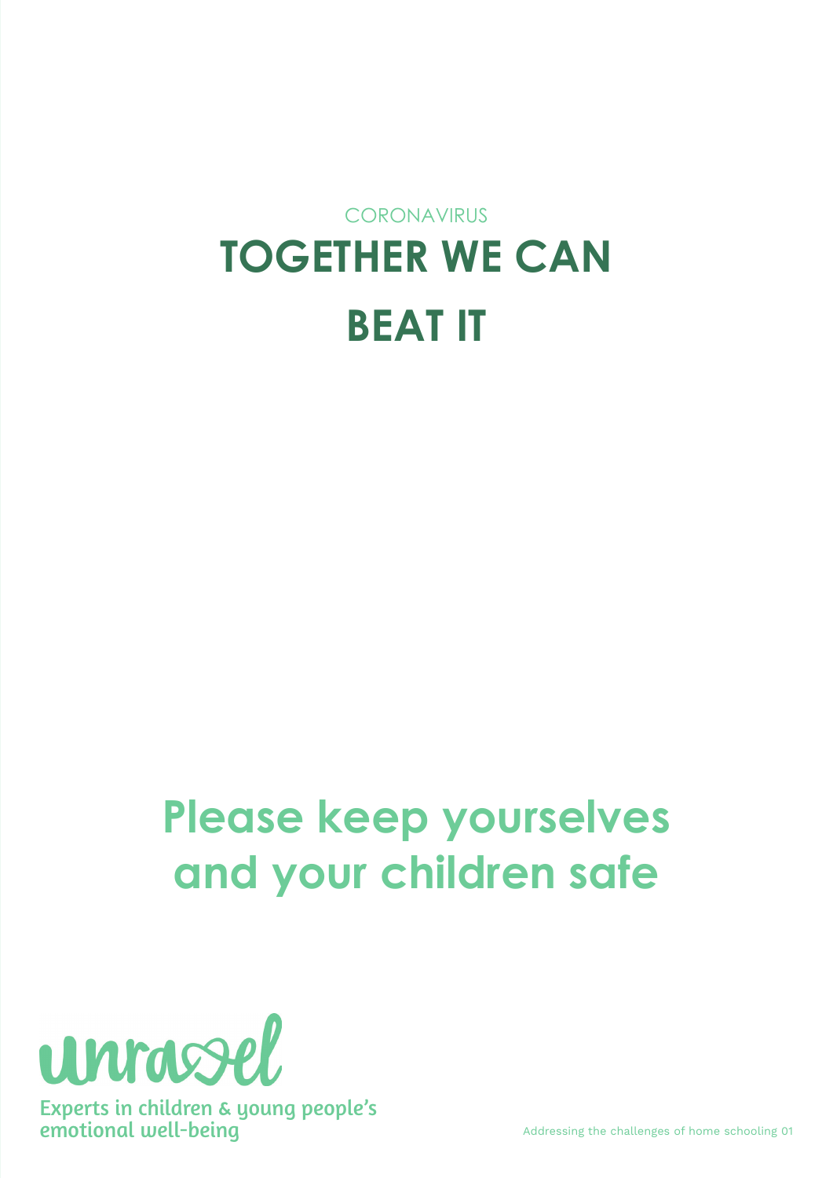CORONAVIRUS

# TOGETHER WE CAN BEAT IT

## Please keep yourselves and your children safe

unravel

Experts in children & young people's emotional well-being